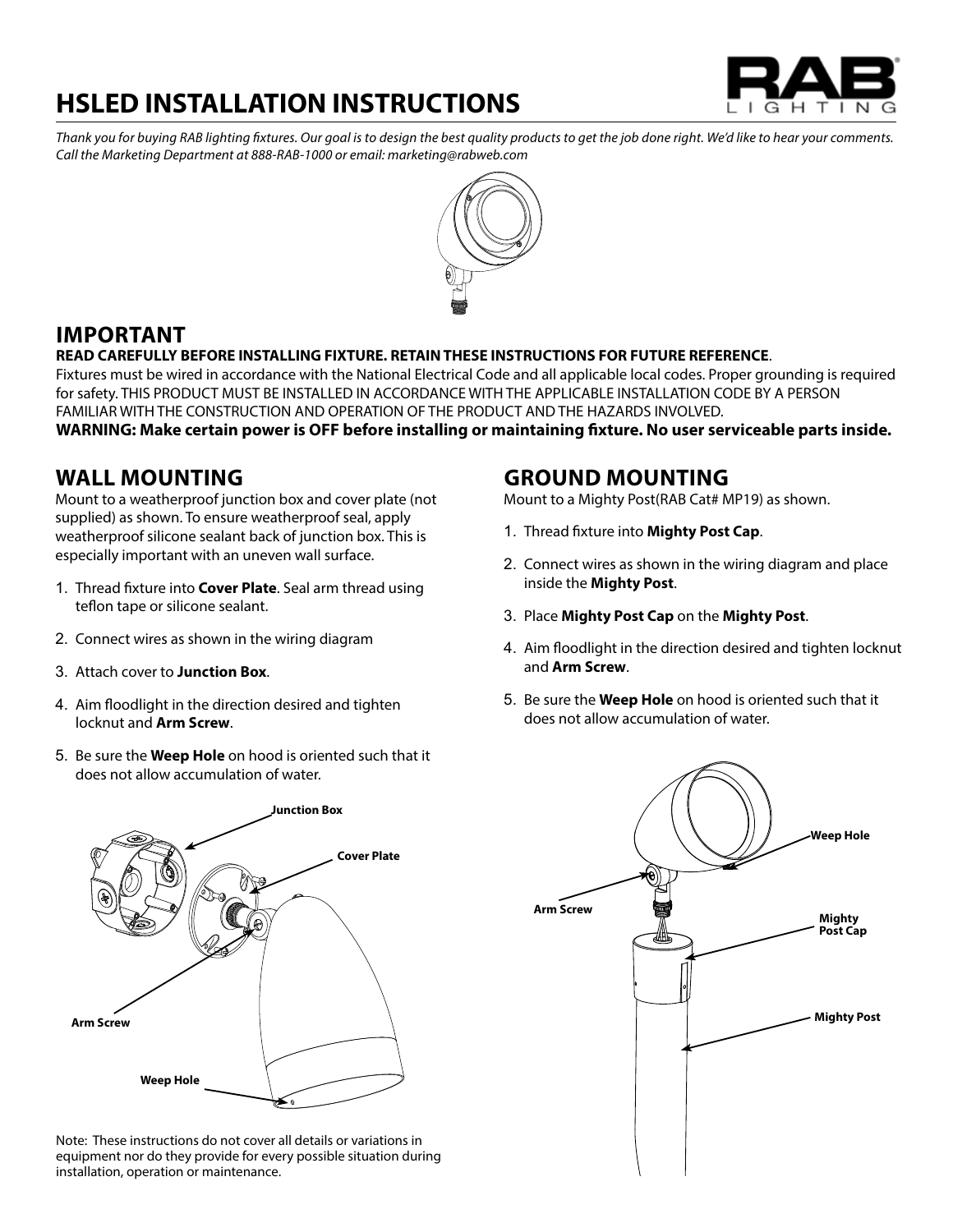# HSLED INSTALLATION INSTRUCTIONS

*Thank you for buying RAB lighting fixtures. Our goal is to design the best quality products to get the job done right. We'd like to hear your comments. Call the Marketing Department at 888-RAB-1000 or email: marketing@rabweb.com*

## IMPORTANT

**READ CAREFULLY BEFORE INSTALLING FIXTURE. RETAIN THESE INSTRUCTIONS FOR FUTURE REFERENCE**.

Fixtures must be wired in accordance with the National Electrical Code and all applicable local codes. Proper grounding is required for safety. THIS PRODUCT MUST BE INSTALLED IN ACCORDANCE WITH THE APPLICABLE INSTALLATION CODE BY A PERSON FAMILIAR WITH THE CONSTRUCTION AND OPERATION OF THE PRODUCT AND THE HAZARDS INVOLVED.

**WARNING: Make certain power is OFF before installing or maintaining fixture. No user serviceable parts inside.**

## WALL MOUNTING

Mount to a weatherproof junction box and cover plate (not supplied) as shown. To ensure weatherproof seal, apply weatherproof silicone sealant back of junction box. This is especially important with an uneven wall surface.

1. Thread fixture into **Cover Plate**. Seal arm thread using teflon tape or silicone sealant.
2. Connect wires as shown in the wiring diagram
3. Attach cover to **Junction Box**.
4. Aim floodlight in the direction desired and tighten locknut and **Arm Screw**.
5. Be sure the **Weep Hole** on hood is oriented such that it does not allow accumulation of water.

Junction Box

Cover Plate

Arm Screw

Weep Hole

Note: These instructions do not cover all details or variations in equipment nor do they provide for every possible situation during installation, operation or maintenance.

## GROUND MOUNTING

Mount to a Mighty Post(RAB Cat# MP19) as shown.

1. Thread fixture into **Mighty Post Cap**.
2. Connect wires as shown in the wiring diagram and place inside the **Mighty Post**.
3. Place **Mighty Post Cap** on the **Mighty Post**.
4. Aim floodlight in the direction desired and tighten locknut and **Arm Screw**.
5. Be sure the **Weep Hole** on hood is oriented such that it does not allow accumulation of water.

Weep Hole

Arm Screw

Mighty Post Cap

Mighty Post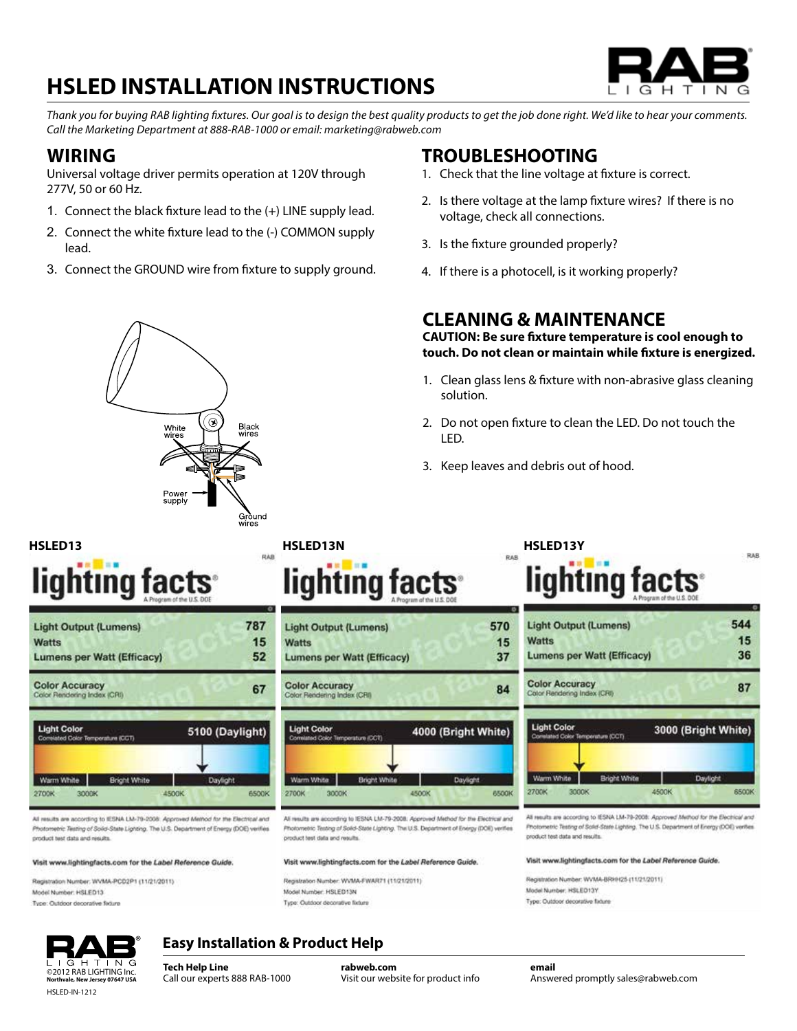# HSLED INSTALLATION INSTRUCTIONS

*Thank you for buying RAB lighting fixtures. Our goal is to design the best quality products to get the job done right. We'd like to hear your comments. Call the Marketing Department at 888-RAB-1000 or email: marketing@rabweb.com*

## WIRING

Universal voltage driver permits operation at 120V through 277V, 50 or 60 Hz.

1. Connect the black fixture lead to the (+) LINE supply lead.
2. Connect the white fixture lead to the (-) COMMON supply lead.
3. Connect the GROUND wire from fixture to supply ground.

White wires
Black wires
Power supply
Ground wires

## TROUBLESHOOTING

1. Check that the line voltage at fixture is correct.
2. Is there voltage at the lamp fixture wires? If there is no voltage, check all connections.
3. Is the fixture grounded properly?
4. If there is a photocell, is it working properly?

## CLEANING & MAINTENANCE

**CAUTION: Be sure fixture temperature is cool enough to touch. Do not clean or maintain while fixture is energized.**

1. Clean glass lens & fixture with non-abrasive glass cleaning solution.
2. Do not open fixture to clean the LED. Do not touch the LED.
3. Keep leaves and debris out of hood.

### HSLED13

**lighting facts** — A Program of the U.S. DOE

| | |
|---|---|
| Light Output (Lumens) | 787 |
| Watts | 15 |
| Lumens per Watt (Efficacy) | 52 |
| Color Accuracy — Color Rendering Index (CRI) | 67 |
| Light Color — Correlated Color Temperature (CCT) | 5100 (Daylight) |

Warm White | Bright White | Daylight
2700K 3000K 4500K 6500K

All results are according to IESNA LM-79-2008: *Approved Method for the Electrical and Photometric Testing of Solid-State Lighting*. The U.S. Department of Energy (DOE) verifies product test data and results.

Visit www.lightingfacts.com for the *Label Reference Guide*.

Registration Number: WVMA-PCD2P1 (11/21/2011)
Model Number: HSLED13
Type: Outdoor decorative fixture

### HSLED13N

**lighting facts** — A Program of the U.S. DOE

| | |
|---|---|
| Light Output (Lumens) | 570 |
| Watts | 15 |
| Lumens per Watt (Efficacy) | 37 |
| Color Accuracy — Color Rendering Index (CRI) | 84 |
| Light Color — Correlated Color Temperature (CCT) | 4000 (Bright White) |

Warm White | Bright White | Daylight
2700K 3000K 4500K 6500K

All results are according to IESNA LM-79-2008: *Approved Method for the Electrical and Photometric Testing of Solid-State Lighting*. The U.S. Department of Energy (DOE) verifies product test data and results.

Visit www.lightingfacts.com for the *Label Reference Guide*.

Registration Number: WVMA-FWAR71 (11/21/2011)
Model Number: HSLED13N
Type: Outdoor decorative fixture

### HSLED13Y

**lighting facts** — A Program of the U.S. DOE

| | |
|---|---|
| Light Output (Lumens) | 544 |
| Watts | 15 |
| Lumens per Watt (Efficacy) | 36 |
| Color Accuracy — Color Rendering Index (CRI) | 87 |
| Light Color — Correlated Color Temperature (CCT) | 3000 (Bright White) |

Warm White | Bright White | Daylight
2700K 3000K 4500K 6500K

All results are according to IESNA LM-79-2008: *Approved Method for the Electrical and Photometric Testing of Solid-State Lighting*. The U.S. Department of Energy (DOE) verifies product test data and results.

Visit www.lightingfacts.com for the *Label Reference Guide*.

Registration Number: WVMA-BRHH25 (11/21/2011)
Model Number: HSLED13Y
Type: Outdoor decorative fixture

## Easy Installation & Product Help

**Tech Help Line**
Call our experts 888 RAB-1000

**rabweb.com**
Visit our website for product info

**email**
Answered promptly sales@rabweb.com

©2012 RAB LIGHTING Inc.
**Northvale, New Jersey 07647 USA**
HSLED-IN-1212